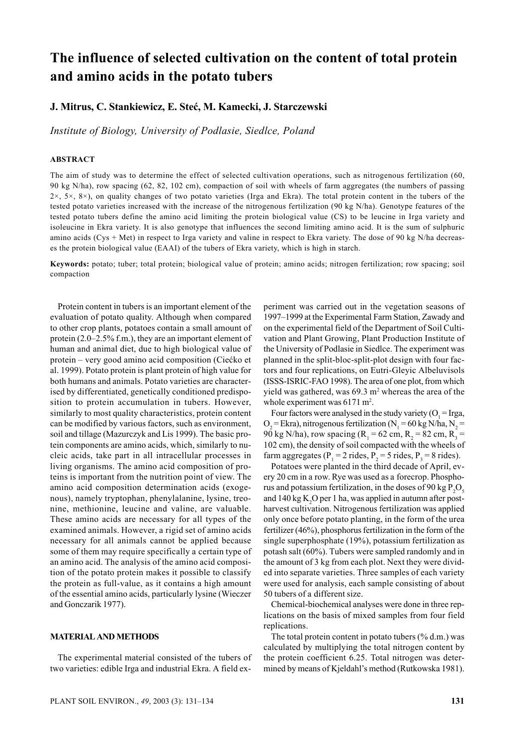# The influence of selected cultivation on the content of total protein and amino acids in the potato tubers

**J. Mitrus, C. Stankiewicz, E. Steć, M. Kamecki, J. Starczewski**

*Institute of Biology, University of Podlasie, Siedlce, Poland*

## ABSTRACT

The aim of study was to determine the effect of selected cultivation operations, such as nitrogenous fertilization (60, 90 kg N/ha), row spacing (62, 82, 102 cm), compaction of soil with wheels of farm aggregates (the numbers of passing 2×, 5×, 8×), on quality changes of two potato varieties (Irga and Ekra). The total protein content in the tubers of the tested potato varieties increased with the increase of the nitrogenous fertilization (90 kg N/ha). Genotype features of the tested potato tubers define the amino acid limiting the protein biological value (CS) to be leucine in Irga variety and isoleucine in Ekra variety. It is also genotype that influences the second limiting amino acid. It is the sum of sulphuric amino acids (Cys + Met) in respect to Irga variety and valine in respect to Ekra variety. The dose of 90 kg N/ha decreases the protein biological value (EAAI) of the tubers of Ekra variety, which is high in starch.

**Keywords:** potato; tuber; total protein; biological value of protein; amino acids; nitrogen fertilization; row spacing; soil compaction

Protein content in tubers is an important element of the evaluation of potato quality. Although when compared to other crop plants, potatoes contain a small amount of protein (2.0–2.5% f.m.), they are an important element of human and animal diet, due to high biological value of protein – very good amino acid composition (Ciećko et al. 1999). Potato protein is plant protein of high value for both humans and animals. Potato varieties are characterised by differentiated, genetically conditioned predisposition to protein accumulation in tubers. However, similarly to most quality characteristics, protein content can be modified by various factors, such as environment, soil and tillage (Mazurczyk and Lis 1999). The basic protein components are amino acids, which, similarly to nucleic acids, take part in all intracellular processes in living organisms. The amino acid composition of proteins is important from the nutrition point of view. The amino acid composition determination acids (exogenous), namely tryptophan, phenylalanine, lysine, treonine, methionine, leucine and valine, are valuable. These amino acids are necessary for all types of the examined animals. However, a rigid set of amino acids necessary for all animals cannot be applied because some of them may require specifically a certain type of an amino acid. The analysis of the amino acid composition of the potato protein makes it possible to classify the protein as full-value, as it contains a high amount of the essential amino acids, particularly lysine (Wieczer and Gonczarik 1977).

## MATERIAL AND METHODS

The experimental material consisted of the tubers of two varieties: edible Irga and industrial Ekra. A field experiment was carried out in the vegetation seasons of 1997–1999 at the Experimental Farm Station, Zawady and on the experimental field of the Department of Soil Cultivation and Plant Growing, Plant Production Institute of the University of Podlasie in Siedlce. The experiment was planned in the split-bloc-split-plot design with four factors and four replications, on Eutri-Gleyic Albeluvisols (ISSS-ISRIC-FAO 1998). The area of one plot, from which yield was gathered, was 69.3 $m^2$ whereas the area of the whole experiment was 6171 $m^2$.

Four factors were analysed in the study variety ($O_1$ = Irga, $O_2$ = Ekra), nitrogenous fertilization ($N_1$ = 60 kg N/ha, $N_2$ = 90 kg N/ha), row spacing ($R_1$ = 62 cm, $R_2$ = 82 cm, $R_3$ = 102 cm), the density of soil compacted with the wheels of farm aggregates ($P_1$ = 2 rides, $P_2$ = 5 rides, $P_3$ = 8 rides).

Potatoes were planted in the third decade of April, every 20 cm in a row. Rye was used as a forecrop. Phosphorus and potassium fertilization, in the doses of 90 kg $P_2O_5$ and 140 kg $K_2O$ per 1 ha, was applied in autumn after post-harvest cultivation. Nitrogenous fertilization was applied only once before potato planting, in the form of the urea fertilizer (46%), phosphorus fertilization in the form of the single superphosphate (19%), potassium fertilization as potash salt (60%). Tubers were sampled randomly and in the amount of 3 kg from each plot. Next they were divided into separate varieties. Three samples of each variety were used for analysis, each sample consisting of about 50 tubers of a different size.

Chemical-biochemical analyses were done in three replications on the basis of mixed samples from four field replications.

The total protein content in potato tubers (% d.m.) was calculated by multiplying the total nitrogen content by the protein coefficient 6.25. Total nitrogen was determined by means of Kjeldahl's method (Rutkowska 1981).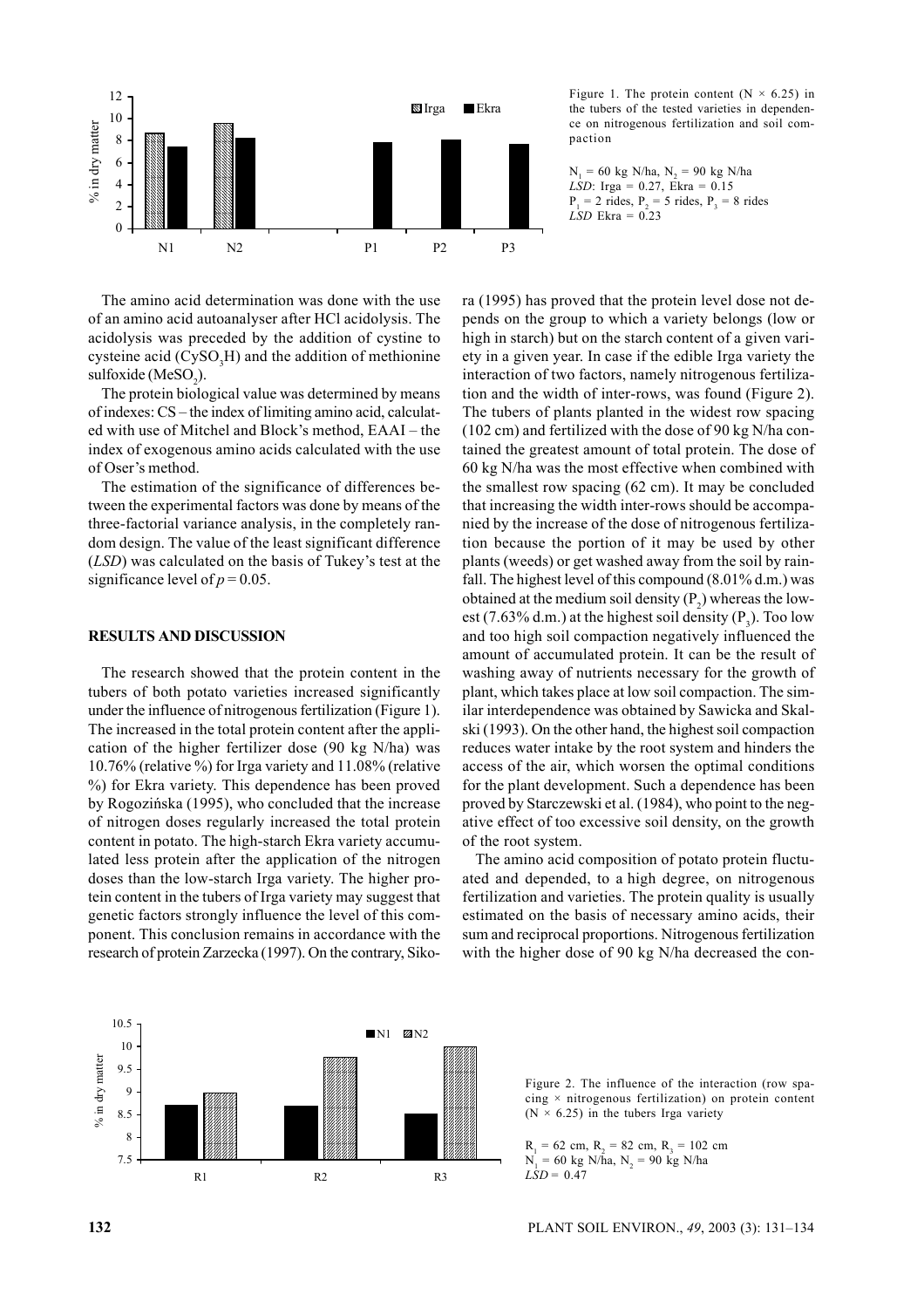Figure 1. The protein content ($N \times 6.25$) in the tubers of the tested varieties in dependence on nitrogenous fertilization and soil compaction

$N_1$ = 60 kg N/ha, $N_2$ = 90 kg N/ha
*LSD*: Irga = 0.27, Ekra = 0.15
$P_1$ = 2 rides, $P_2$ = 5 rides, $P_3$ = 8 rides
*LSD* Ekra = 0.23

The amino acid determination was done with the use of an amino acid autoanalyser after HCl acidolysis. The acidolysis was preceded by the addition of cystine to cysteine acid ($CySO_3H$) and the addition of methionine sulfoxide ($MeSO_2$).

The protein biological value was determined by means of indexes: CS – the index of limiting amino acid, calculated with use of Mitchel and Block's method, EAAI – the index of exogenous amino acids calculated with the use of Oser's method.

The estimation of the significance of differences between the experimental factors was done by means of the three-factorial variance analysis, in the completely random design. The value of the least significant difference (*LSD*) was calculated on the basis of Tukey's test at the significance level of $p = 0.05$.

## RESULTS AND DISCUSSION

The research showed that the protein content in the tubers of both potato varieties increased significantly under the influence of nitrogenous fertilization (Figure 1). The increased in the total protein content after the application of the higher fertilizer dose (90 kg N/ha) was 10.76% (relative %) for Irga variety and 11.08% (relative %) for Ekra variety. This dependence has been proved by Rogozińska (1995), who concluded that the increase of nitrogen doses regularly increased the total protein content in potato. The high-starch Ekra variety accumulated less protein after the application of the nitrogen doses than the low-starch Irga variety. The higher protein content in the tubers of Irga variety may suggest that genetic factors strongly influence the level of this component. This conclusion remains in accordance with the research of protein Zarzecka (1997). On the contrary, Sikora (1995) has proved that the protein level dose not depends on the group to which a variety belongs (low or high in starch) but on the starch content of a given variety in a given year. In case if the edible Irga variety the interaction of two factors, namely nitrogenous fertilization and the width of inter-rows, was found (Figure 2). The tubers of plants planted in the widest row spacing (102 cm) and fertilized with the dose of 90 kg N/ha contained the greatest amount of total protein. The dose of 60 kg N/ha was the most effective when combined with the smallest row spacing (62 cm). It may be concluded that increasing the width inter-rows should be accompanied by the increase of the dose of nitrogenous fertilization because the portion of it may be used by other plants (weeds) or get washed away from the soil by rainfall. The highest level of this compound (8.01% d.m.) was obtained at the medium soil density ($P_2$) whereas the lowest (7.63% d.m.) at the highest soil density ($P_3$). Too low and too high soil compaction negatively influenced the amount of accumulated protein. It can be the result of washing away of nutrients necessary for the growth of plant, which takes place at low soil compaction. The similar interdependence was obtained by Sawicka and Skalski (1993). On the other hand, the highest soil compaction reduces water intake by the root system and hinders the access of the air, which worsen the optimal conditions for the plant development. Such a dependence has been proved by Starczewski et al. (1984), who point to the negative effect of too excessive soil density, on the growth of the root system.

The amino acid composition of potato protein fluctuated and depended, to a high degree, on nitrogenous fertilization and varieties. The protein quality is usually estimated on the basis of necessary amino acids, their sum and reciprocal proportions. Nitrogenous fertilization with the higher dose of 90 kg N/ha decreased the con-

Figure 2. The influence of the interaction (row spacing × nitrogenous fertilization) on protein content ($N \times 6.25$) in the tubers Irga variety

$R_1$ = 62 cm, $R_2$ = 82 cm, $R_3$ = 102 cm
$N_1$ = 60 kg N/ha, $N_2$ = 90 kg N/ha
*LSD* = 0.47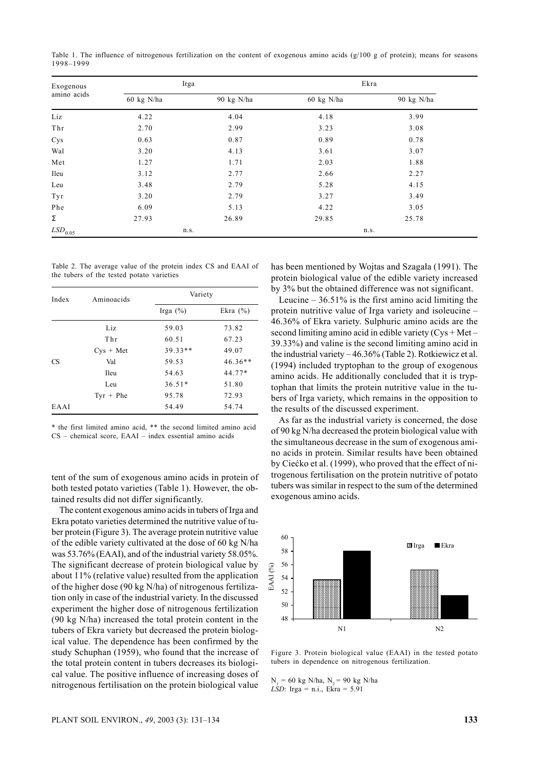Table 1. The influence of nitrogenous fertilization on the content of exogenous amino acids (g/100 g of protein); means for seasons 1998–1999

| Exogenous amino acids | Irga | | Ekra | |
|---|---|---|---|---|
| | 60 kg N/ha | 90 kg N/ha | 60 kg N/ha | 90 kg N/ha |
| Liz | 4.22 | 4.04 | 4.18 | 3.99 |
| Thr | 2.70 | 2.99 | 3.23 | 3.08 |
| Cys | 0.63 | 0.87 | 0.89 | 0.78 |
| Wal | 3.20 | 4.13 | 3.61 | 3.07 |
| Met | 1.27 | 1.71 | 2.03 | 1.88 |
| Ileu | 3.12 | 2.77 | 2.66 | 2.27 |
| Leu | 3.48 | 2.79 | 5.28 | 4.15 |
| Tyr | 3.20 | 2.79 | 3.27 | 3.49 |
| Phe | 6.09 | 5.13 | 4.22 | 3.05 |
| Σ | 27.93 | 26.89 | 29.85 | 25.78 |
| $LSD_{0.05}$ | n.s. | | n.s. | |

Table 2. The average value of the protein index CS and EAAI of the tubers of the tested potato varieties

| Index | Aminoacids | Variety | |
|---|---|---|---|
| | | Irga (%) | Ekra (%) |
| CS | Liz | 59.03 | 73.82 |
| | Thr | 60.51 | 67.23 |
| | Cys + Met | 39.33** | 49.07 |
| | Val | 59.53 | 46.36** |
| | Ileu | 54.63 | 44.77* |
| | Leu | 36.51* | 51.80 |
| | Tyr + Phe | 95.78 | 72.93 |
| EAAI | | 54.49 | 54.74 |

\* the first limited amino acid, ** the second limited amino acid
CS – chemical score, EAAI – index essential amino acids

tent of the sum of exogenous amino acids in protein of both tested potato varieties (Table 1). However, the obtained results did not differ significantly.

The content exogenous amino acids in tubers of Irga and Ekra potato varieties determined the nutritive value of tuber protein (Figure 3). The average protein nutritive value of the edible variety cultivated at the dose of 60 kg N/ha was 53.76% (EAAI), and of the industrial variety 58.05%. The significant decrease of protein biological value by about 11% (relative value) resulted from the application of the higher dose (90 kg N/ha) of nitrogenous fertilization only in case of the industrial variety. In the discussed experiment the higher dose of nitrogenous fertilization (90 kg N/ha) increased the total protein content in the tubers of Ekra variety but decreased the protein biological value. The dependence has been confirmed by the study Schuphan (1959), who found that the increase of the total protein content in tubers decreases its biological value. The positive influence of increasing doses of nitrogenous fertilisation on the protein biological value has been mentioned by Wojtas and Szagała (1991). The protein biological value of the edible variety increased by 3% but the obtained difference was not significant.

Leucine – 36.51% is the first amino acid limiting the protein nutritive value of Irga variety and isoleucine – 46.36% of Ekra variety. Sulphuric amino acids are the second limiting amino acid in edible variety (Cys + Met – 39.33%) and valine is the second limiting amino acid in the industrial variety – 46.36% (Table 2). Rotkiewicz et al. (1994) included tryptophan to the group of exogenous amino acids. He additionally concluded that it is tryptophan that limits the protein nutritive value in the tubers of Irga variety, which remains in the opposition to the results of the discussed experiment.

As far as the industrial variety is concerned, the dose of 90 kg N/ha decreased the protein biological value with the simultaneous decrease in the sum of exogenous amino acids in protein. Similar results have been obtained by Ciećko et al. (1999), who proved that the effect of nitrogenous fertilisation on the protein nutritive of potato tubers was similar in respect to the sum of the determined exogenous amino acids.

Figure 3. Protein biological value (EAAI) in the tested potato tubers in dependence on nitrogenous fertilization.

$N_1$ = 60 kg N/ha, $N_2$ = 90 kg N/ha
*LSD*: Irga = n.i., Ekra = 5.91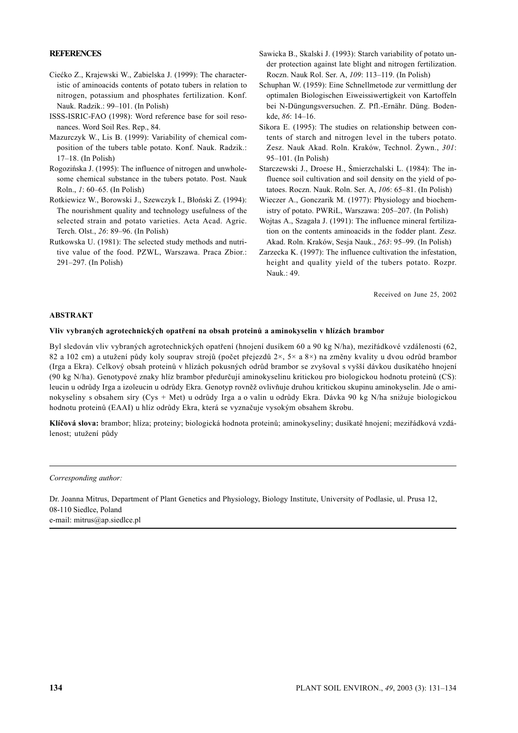**REFERENCES**

Ciećko Z., Krajewski W., Zabielska J. (1999): The characteristic of aminoacids contents of potato tubers in relation to nitrogen, potassium and phosphates fertilization. Konf. Nauk. Radzik.: 99–101. (In Polish)

ISSS-ISRIC-FAO (1998): Word reference base for soil resonances. Word Soil Res. Rep., 84.

Mazurczyk W., Lis B. (1999): Variability of chemical composition of the tubers table potato. Konf. Nauk. Radzik.: 17–18. (In Polish)

Rogozińska J. (1995): The influence of nitrogen and unwholesome chemical substance in the tubers potato. Post. Nauk Roln., *1*: 60–65. (In Polish)

Rotkiewicz W., Borowski J., Szewczyk I., Błoński Z. (1994): The nourishment quality and technology usefulness of the selected strain and potato varieties. Acta Acad. Agric. Terch. Olst., *26*: 89–96. (In Polish)

Rutkowska U. (1981): The selected study methods and nutritive value of the food. PZWL, Warszawa. Praca Zbior.: 291–297. (In Polish)

Sawicka B., Skalski J. (1993): Starch variability of potato under protection against late blight and nitrogen fertilization. Roczn. Nauk Rol. Ser. A, *109*: 113–119. (In Polish)

Schuphan W. (1959): Eine Schnellmetode zur vermittlung der optimalen Biologischen Eiweissiwertigkeit von Kartoffeln bei N-Düngungsversuchen. Z. Pfl.-Ernähr. Düng. Bodenkde, *86*: 14–16.

Sikora E. (1995): The studies on relationship between contents of starch and nitrogen level in the tubers potato. Zesz. Nauk Akad. Roln. Kraków, Technol. Żywn., *301*: 95–101. (In Polish)

Starczewski J., Droese H., Śmierzchalski L. (1984): The influence soil cultivation and soil density on the yield of potatoes. Roczn. Nauk. Roln. Ser. A, *106*: 65–81. (In Polish)

Wieczer A., Gonczarik M. (1977): Physiology and biochemistry of potato. PWRiL, Warszawa: 205–207. (In Polish)

Wojtas A., Szagała J. (1991): The influence mineral fertilization on the contents aminoacids in the fodder plant. Zesz. Akad. Roln. Kraków, Sesja Nauk., *263*: 95–99. (In Polish)

Zarzecka K. (1997): The influence cultivation the infestation, height and quality yield of the tubers potato. Rozpr. Nauk.: 49.

Received on June 25, 2002

**ABSTRAKT**

**Vliv vybraných agrotechnických opatření na obsah proteinů a aminokyselin v hlízách brambor**

Byl sledován vliv vybraných agrotechnických opatření (hnojení dusíkem 60 a 90 kg N/ha), meziřádkové vzdálenosti (62, 82 a 102 cm) a utužení půdy koly souprav strojů (počet přejezdů 2×, 5× a 8×) na změny kvality u dvou odrůd brambor (Irga a Ekra). Celkový obsah proteinů v hlízách pokusných odrůd brambor se zvyšoval s vyšší dávkou dusíkatého hnojení (90 kg N/ha). Genotypové znaky hlíz brambor předurčují aminokyselinu kritickou pro biologickou hodnotu proteinů (CS): leucin u odrůdy Irga a izoleucin u odrůdy Ekra. Genotyp rovněž ovlivňuje druhou kritickou skupinu aminokyselin. Jde o aminokyseliny s obsahem síry (Cys + Met) u odrůdy Irga a o valin u odrůdy Ekra. Dávka 90 kg N/ha snižuje biologickou hodnotu proteinů (EAAI) u hlíz odrůdy Ekra, která se vyznačuje vysokým obsahem škrobu.

**Klíčová slova:** brambor; hlíza; proteiny; biologická hodnota proteinů; aminokyseliny; dusíkaté hnojení; meziřádková vzdálenost; utužení půdy

---

*Corresponding author:*

Dr. Joanna Mitrus, Department of Plant Genetics and Physiology, Biology Institute, University of Podlasie, ul. Prusa 12, 08-110 Siedlce, Poland
e-mail: mitrus@ap.siedlce.pl